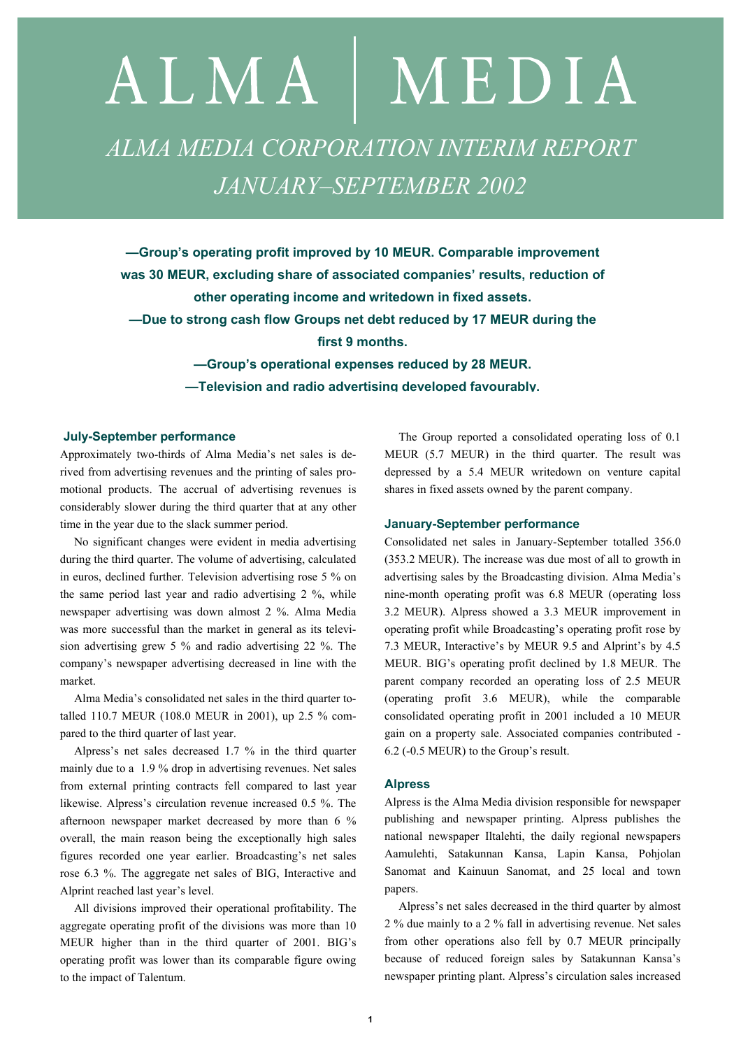# ALMA | MEDIA

## *ALMA MEDIA CORPORATION INTERIM REPORT JANUARY–SEPTEMBER 2002*

**—Group's operating profit improved by 10 MEUR. Comparable improvement was 30 MEUR, excluding share of associated companies' results, reduction of other operating income and writedown in fixed assets.**

**—Due to strong cash flow Groups net debt reduced by 17 MEUR during the first 9 months.**

**—Group's operational expenses reduced by 28 MEUR.**

**—Television and radio advertising developed favourably.**

### July-September performance

Approximately two-thirds of Alma Media's net sales is derived from advertising revenues and the printing of sales promotional products. The accrual of advertising revenues is considerably slower during the third quarter that at any other time in the year due to the slack summer period.

No significant changes were evident in media advertising during the third quarter. The volume of advertising, calculated in euros, declined further. Television advertising rose 5 % on the same period last year and radio advertising 2 %, while newspaper advertising was down almost 2 %. Alma Media was more successful than the market in general as its television advertising grew 5 % and radio advertising 22 %. The company's newspaper advertising decreased in line with the market.

Alma Media's consolidated net sales in the third quarter totalled 110.7 MEUR (108.0 MEUR in 2001), up 2.5 % compared to the third quarter of last year.

Alpress's net sales decreased 1.7 % in the third quarter mainly due to a 1.9 % drop in advertising revenues. Net sales from external printing contracts fell compared to last year likewise. Alpress's circulation revenue increased 0.5 %. The afternoon newspaper market decreased by more than 6 % overall, the main reason being the exceptionally high sales figures recorded one year earlier. Broadcasting's net sales rose 6.3 %. The aggregate net sales of BIG, Interactive and Alprint reached last year's level.

All divisions improved their operational profitability. The aggregate operating profit of the divisions was more than 10 MEUR higher than in the third quarter of 2001. BIG's operating profit was lower than its comparable figure owing to the impact of Talentum.

The Group reported a consolidated operating loss of 0.1 MEUR (5.7 MEUR) in the third quarter. The result was depressed by a 5.4 MEUR writedown on venture capital shares in fixed assets owned by the parent company.

### January-September performance

Consolidated net sales in January-September totalled 356.0 (353.2 MEUR). The increase was due most of all to growth in advertising sales by the Broadcasting division. Alma Media's nine-month operating profit was 6.8 MEUR (operating loss 3.2 MEUR). Alpress showed a 3.3 MEUR improvement in operating profit while Broadcasting's operating profit rose by 7.3 MEUR, Interactive's by MEUR 9.5 and Alprint's by 4.5 MEUR. BIG's operating profit declined by 1.8 MEUR. The parent company recorded an operating loss of 2.5 MEUR (operating profit 3.6 MEUR), while the comparable consolidated operating profit in 2001 included a 10 MEUR gain on a property sale. Associated companies contributed -6.2 (-0.5 MEUR) to the Group's result.

### Alpress

Alpress is the Alma Media division responsible for newspaper publishing and newspaper printing. Alpress publishes the national newspaper Iltalehti, the daily regional newspapers Aamulehti, Satakunnan Kansa, Lapin Kansa, Pohjolan Sanomat and Kainuun Sanomat, and 25 local and town papers.

Alpress's net sales decreased in the third quarter by almost 2 % due mainly to a 2 % fall in advertising revenue. Net sales from other operations also fell by 0.7 MEUR principally because of reduced foreign sales by Satakunnan Kansa's newspaper printing plant. Alpress's circulation sales increased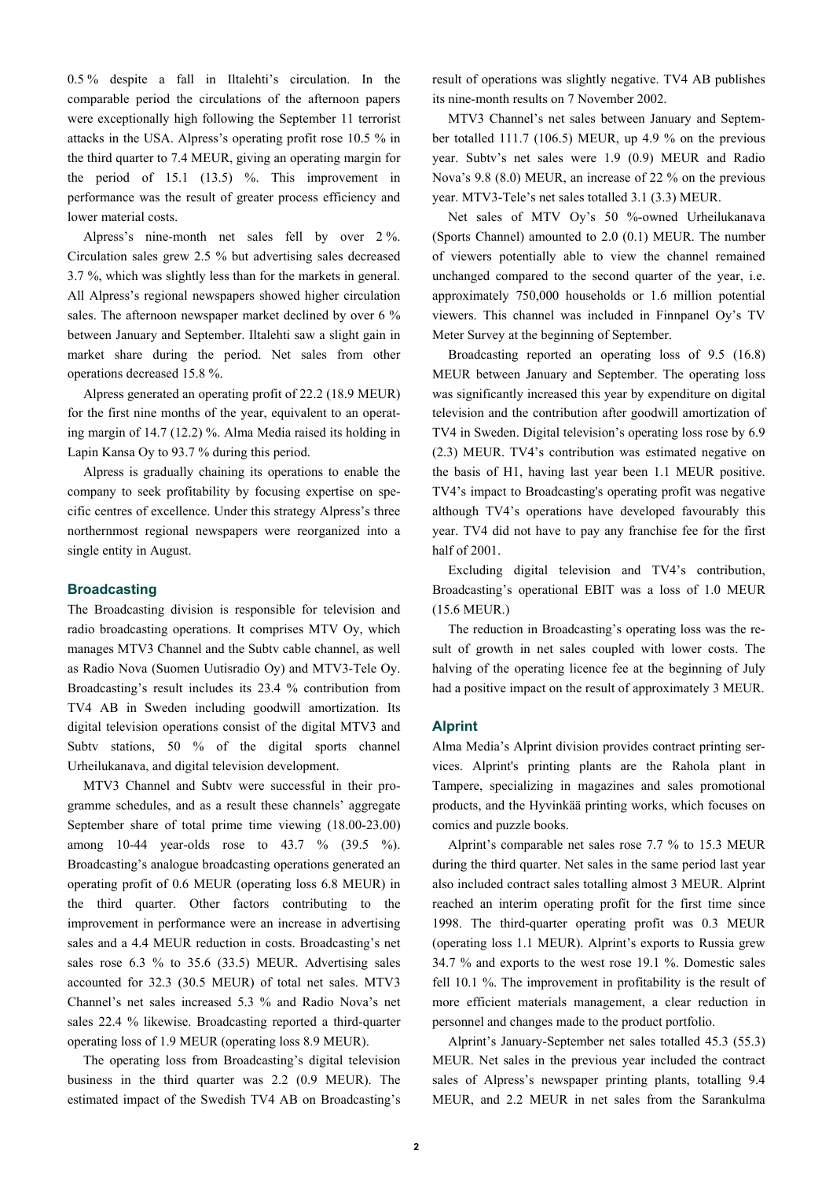0.5 % despite a fall in Iltalehti's circulation. In the comparable period the circulations of the afternoon papers were exceptionally high following the September 11 terrorist attacks in the USA. Alpress's operating profit rose 10.5 % in the third quarter to 7.4 MEUR, giving an operating margin for the period of 15.1 (13.5) %. This improvement in performance was the result of greater process efficiency and lower material costs.

Alpress's nine-month net sales fell by over 2 %. Circulation sales grew 2.5 % but advertising sales decreased 3.7 %, which was slightly less than for the markets in general. All Alpress's regional newspapers showed higher circulation sales. The afternoon newspaper market declined by over 6 % between January and September. Iltalehti saw a slight gain in market share during the period. Net sales from other operations decreased 15.8 %.

Alpress generated an operating profit of 22.2 (18.9 MEUR) for the first nine months of the year, equivalent to an operating margin of 14.7 (12.2) %. Alma Media raised its holding in Lapin Kansa Oy to 93.7 % during this period.

Alpress is gradually chaining its operations to enable the company to seek profitability by focusing expertise on specific centres of excellence. Under this strategy Alpress's three northernmost regional newspapers were reorganized into a single entity in August.

## Broadcasting

The Broadcasting division is responsible for television and radio broadcasting operations. It comprises MTV Oy, which manages MTV3 Channel and the Subtv cable channel, as well as Radio Nova (Suomen Uutisradio Oy) and MTV3-Tele Oy. Broadcasting's result includes its 23.4 % contribution from TV4 AB in Sweden including goodwill amortization. Its digital television operations consist of the digital MTV3 and Subtv stations, 50 % of the digital sports channel Urheilukanava, and digital television development.

MTV3 Channel and Subtv were successful in their programme schedules, and as a result these channels' aggregate September share of total prime time viewing (18.00-23.00) among 10-44 year-olds rose to 43.7 % (39.5 %). Broadcasting's analogue broadcasting operations generated an operating profit of 0.6 MEUR (operating loss 6.8 MEUR) in the third quarter. Other factors contributing to the improvement in performance were an increase in advertising sales and a 4.4 MEUR reduction in costs. Broadcasting's net sales rose 6.3 % to 35.6 (33.5) MEUR. Advertising sales accounted for 32.3 (30.5 MEUR) of total net sales. MTV3 Channel's net sales increased 5.3 % and Radio Nova's net sales 22.4 % likewise. Broadcasting reported a third-quarter operating loss of 1.9 MEUR (operating loss 8.9 MEUR).

The operating loss from Broadcasting's digital television business in the third quarter was 2.2 (0.9 MEUR). The estimated impact of the Swedish TV4 AB on Broadcasting's result of operations was slightly negative. TV4 AB publishes its nine-month results on 7 November 2002.

MTV3 Channel's net sales between January and September totalled 111.7 (106.5) MEUR, up 4.9 % on the previous year. Subtv's net sales were 1.9 (0.9) MEUR and Radio Nova's 9.8 (8.0) MEUR, an increase of 22 % on the previous year. MTV3-Tele's net sales totalled 3.1 (3.3) MEUR.

Net sales of MTV Oy's 50 %-owned Urheilukanava (Sports Channel) amounted to 2.0 (0.1) MEUR. The number of viewers potentially able to view the channel remained unchanged compared to the second quarter of the year, i.e. approximately 750,000 households or 1.6 million potential viewers. This channel was included in Finnpanel Oy's TV Meter Survey at the beginning of September.

Broadcasting reported an operating loss of 9.5 (16.8) MEUR between January and September. The operating loss was significantly increased this year by expenditure on digital television and the contribution after goodwill amortization of TV4 in Sweden. Digital television's operating loss rose by 6.9 (2.3) MEUR. TV4's contribution was estimated negative on the basis of H1, having last year been 1.1 MEUR positive. TV4's impact to Broadcasting's operating profit was negative although TV4's operations have developed favourably this year. TV4 did not have to pay any franchise fee for the first half of 2001.

Excluding digital television and TV4's contribution, Broadcasting's operational EBIT was a loss of 1.0 MEUR (15.6 MEUR.)

The reduction in Broadcasting's operating loss was the result of growth in net sales coupled with lower costs. The halving of the operating licence fee at the beginning of July had a positive impact on the result of approximately 3 MEUR.

## Alprint

Alma Media's Alprint division provides contract printing services. Alprint's printing plants are the Rahola plant in Tampere, specializing in magazines and sales promotional products, and the Hyvinkää printing works, which focuses on comics and puzzle books.

Alprint's comparable net sales rose 7.7 % to 15.3 MEUR during the third quarter. Net sales in the same period last year also included contract sales totalling almost 3 MEUR. Alprint reached an interim operating profit for the first time since 1998. The third-quarter operating profit was 0.3 MEUR (operating loss 1.1 MEUR). Alprint's exports to Russia grew 34.7 % and exports to the west rose 19.1 %. Domestic sales fell 10.1 %. The improvement in profitability is the result of more efficient materials management, a clear reduction in personnel and changes made to the product portfolio.

Alprint's January-September net sales totalled 45.3 (55.3) MEUR. Net sales in the previous year included the contract sales of Alpress's newspaper printing plants, totalling 9.4 MEUR, and 2.2 MEUR in net sales from the Sarankulma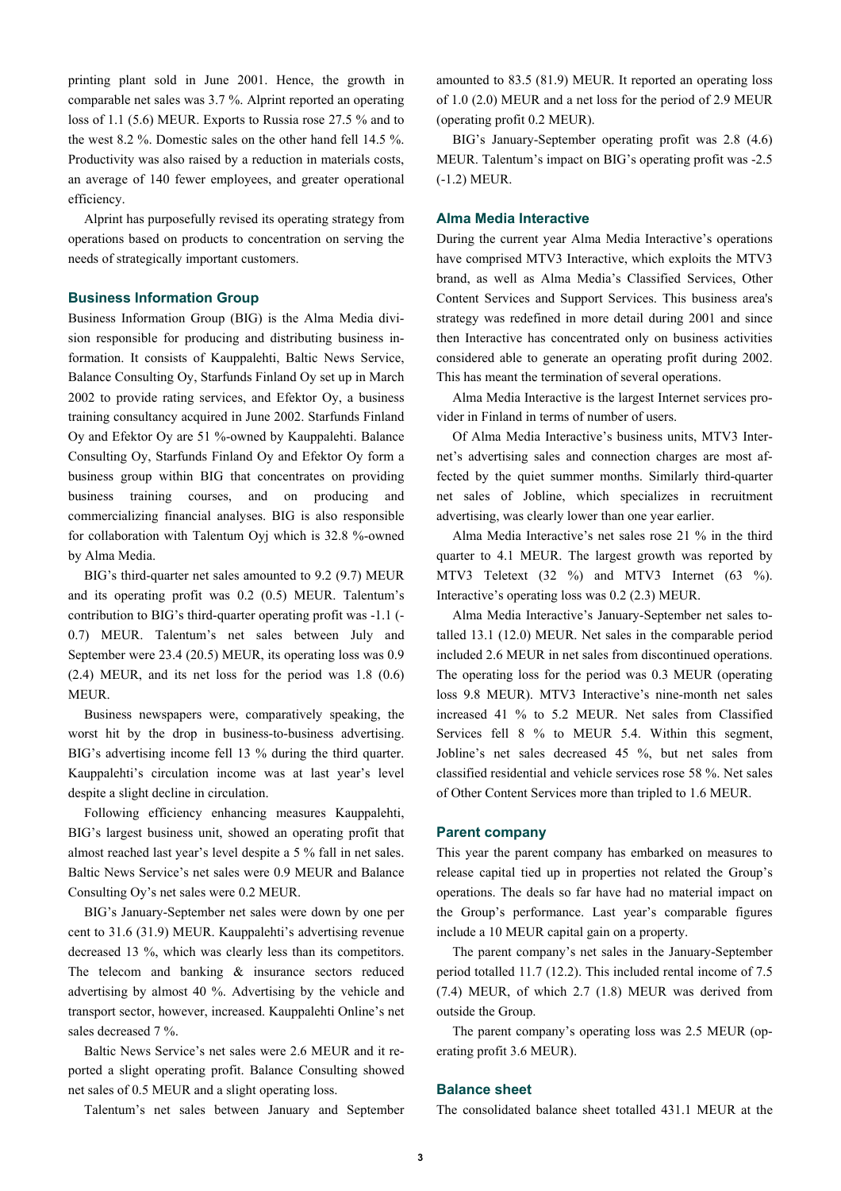printing plant sold in June 2001. Hence, the growth in comparable net sales was 3.7 %. Alprint reported an operating loss of 1.1 (5.6) MEUR. Exports to Russia rose 27.5 % and to the west 8.2 %. Domestic sales on the other hand fell 14.5 %. Productivity was also raised by a reduction in materials costs, an average of 140 fewer employees, and greater operational efficiency.

Alprint has purposefully revised its operating strategy from operations based on products to concentration on serving the needs of strategically important customers.

### Business Information Group

Business Information Group (BIG) is the Alma Media division responsible for producing and distributing business information. It consists of Kauppalehti, Baltic News Service, Balance Consulting Oy, Starfunds Finland Oy set up in March 2002 to provide rating services, and Efektor Oy, a business training consultancy acquired in June 2002. Starfunds Finland Oy and Efektor Oy are 51 %-owned by Kauppalehti. Balance Consulting Oy, Starfunds Finland Oy and Efektor Oy form a business group within BIG that concentrates on providing business training courses, and on producing and commercializing financial analyses. BIG is also responsible for collaboration with Talentum Oyj which is 32.8 %-owned by Alma Media.

BIG's third-quarter net sales amounted to 9.2 (9.7) MEUR and its operating profit was 0.2 (0.5) MEUR. Talentum's contribution to BIG's third-quarter operating profit was -1.1 (-0.7) MEUR. Talentum's net sales between July and September were 23.4 (20.5) MEUR, its operating loss was 0.9 (2.4) MEUR, and its net loss for the period was 1.8 (0.6) MEUR.

Business newspapers were, comparatively speaking, the worst hit by the drop in business-to-business advertising. BIG's advertising income fell 13 % during the third quarter. Kauppalehti's circulation income was at last year's level despite a slight decline in circulation.

Following efficiency enhancing measures Kauppalehti, BIG's largest business unit, showed an operating profit that almost reached last year's level despite a 5 % fall in net sales. Baltic News Service's net sales were 0.9 MEUR and Balance Consulting Oy's net sales were 0.2 MEUR.

BIG's January-September net sales were down by one per cent to 31.6 (31.9) MEUR. Kauppalehti's advertising revenue decreased 13 %, which was clearly less than its competitors. The telecom and banking & insurance sectors reduced advertising by almost 40 %. Advertising by the vehicle and transport sector, however, increased. Kauppalehti Online's net sales decreased 7 %.

Baltic News Service's net sales were 2.6 MEUR and it reported a slight operating profit. Balance Consulting showed net sales of 0.5 MEUR and a slight operating loss.

Talentum's net sales between January and September amounted to 83.5 (81.9) MEUR. It reported an operating loss of 1.0 (2.0) MEUR and a net loss for the period of 2.9 MEUR (operating profit 0.2 MEUR).

BIG's January-September operating profit was 2.8 (4.6) MEUR. Talentum's impact on BIG's operating profit was -2.5 (-1.2) MEUR.

### Alma Media Interactive

During the current year Alma Media Interactive's operations have comprised MTV3 Interactive, which exploits the MTV3 brand, as well as Alma Media's Classified Services, Other Content Services and Support Services. This business area's strategy was redefined in more detail during 2001 and since then Interactive has concentrated only on business activities considered able to generate an operating profit during 2002. This has meant the termination of several operations.

Alma Media Interactive is the largest Internet services provider in Finland in terms of number of users.

Of Alma Media Interactive's business units, MTV3 Internet's advertising sales and connection charges are most affected by the quiet summer months. Similarly third-quarter net sales of Jobline, which specializes in recruitment advertising, was clearly lower than one year earlier.

Alma Media Interactive's net sales rose 21 % in the third quarter to 4.1 MEUR. The largest growth was reported by MTV3 Teletext (32 %) and MTV3 Internet (63 %). Interactive's operating loss was 0.2 (2.3) MEUR.

Alma Media Interactive's January-September net sales totalled 13.1 (12.0) MEUR. Net sales in the comparable period included 2.6 MEUR in net sales from discontinued operations. The operating loss for the period was 0.3 MEUR (operating loss 9.8 MEUR). MTV3 Interactive's nine-month net sales increased 41 % to 5.2 MEUR. Net sales from Classified Services fell 8 % to MEUR 5.4. Within this segment, Jobline's net sales decreased 45 %, but net sales from classified residential and vehicle services rose 58 %. Net sales of Other Content Services more than tripled to 1.6 MEUR.

### Parent company

This year the parent company has embarked on measures to release capital tied up in properties not related the Group's operations. The deals so far have had no material impact on the Group's performance. Last year's comparable figures include a 10 MEUR capital gain on a property.

The parent company's net sales in the January-September period totalled 11.7 (12.2). This included rental income of 7.5 (7.4) MEUR, of which 2.7 (1.8) MEUR was derived from outside the Group.

The parent company's operating loss was 2.5 MEUR (operating profit 3.6 MEUR).

### Balance sheet

The consolidated balance sheet totalled 431.1 MEUR at the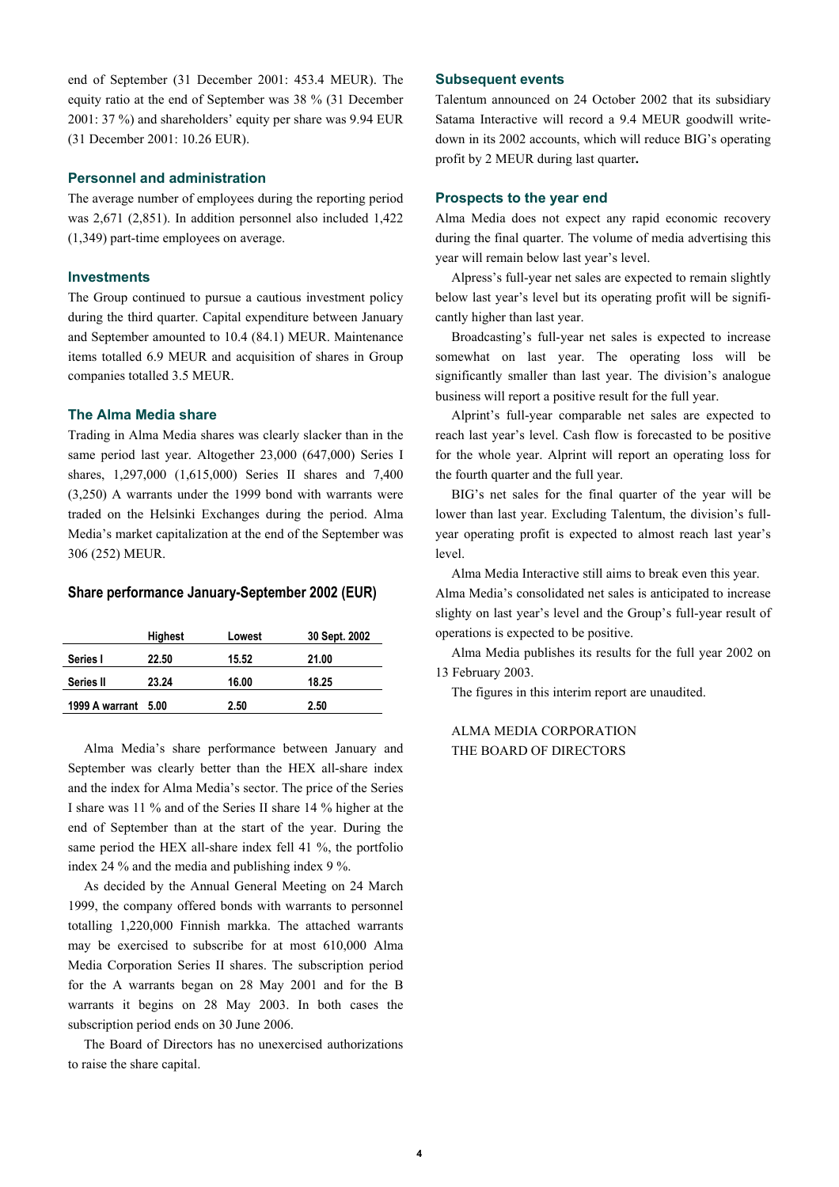end of September (31 December 2001: 453.4 MEUR). The equity ratio at the end of September was 38 % (31 December 2001: 37 %) and shareholders' equity per share was 9.94 EUR (31 December 2001: 10.26 EUR).

### Personnel and administration

The average number of employees during the reporting period was 2,671 (2,851). In addition personnel also included 1,422 (1,349) part-time employees on average.

### Investments

The Group continued to pursue a cautious investment policy during the third quarter. Capital expenditure between January and September amounted to 10.4 (84.1) MEUR. Maintenance items totalled 6.9 MEUR and acquisition of shares in Group companies totalled 3.5 MEUR.

### The Alma Media share

Trading in Alma Media shares was clearly slacker than in the same period last year. Altogether 23,000 (647,000) Series I shares, 1,297,000 (1,615,000) Series II shares and 7,400 (3,250) A warrants under the 1999 bond with warrants were traded on the Helsinki Exchanges during the period. Alma Media's market capitalization at the end of the September was 306 (252) MEUR.

### Share performance January-September 2002 (EUR)

| | Highest | Lowest | 30 Sept. 2002 |
|---|---|---|---|
| Series I | 22.50 | 15.52 | 21.00 |
| Series II | 23.24 | 16.00 | 18.25 |
| 1999 A warrant | 5.00 | 2.50 | 2.50 |

Alma Media's share performance between January and September was clearly better than the HEX all-share index and the index for Alma Media's sector. The price of the Series I share was 11 % and of the Series II share 14 % higher at the end of September than at the start of the year. During the same period the HEX all-share index fell 41 %, the portfolio index 24 % and the media and publishing index 9 %.

As decided by the Annual General Meeting on 24 March 1999, the company offered bonds with warrants to personnel totalling 1,220,000 Finnish markka. The attached warrants may be exercised to subscribe for at most 610,000 Alma Media Corporation Series II shares. The subscription period for the A warrants began on 28 May 2001 and for the B warrants it begins on 28 May 2003. In both cases the subscription period ends on 30 June 2006.

The Board of Directors has no unexercised authorizations to raise the share capital.

### Subsequent events

Talentum announced on 24 October 2002 that its subsidiary Satama Interactive will record a 9.4 MEUR goodwill write-down in its 2002 accounts, which will reduce BIG's operating profit by 2 MEUR during last quarter**.**

### Prospects to the year end

Alma Media does not expect any rapid economic recovery during the final quarter. The volume of media advertising this year will remain below last year's level.

Alpress's full-year net sales are expected to remain slightly below last year's level but its operating profit will be significantly higher than last year.

Broadcasting's full-year net sales is expected to increase somewhat on last year. The operating loss will be significantly smaller than last year. The division's analogue business will report a positive result for the full year.

Alprint's full-year comparable net sales are expected to reach last year's level. Cash flow is forecasted to be positive for the whole year. Alprint will report an operating loss for the fourth quarter and the full year.

BIG's net sales for the final quarter of the year will be lower than last year. Excluding Talentum, the division's full-year operating profit is expected to almost reach last year's level.

Alma Media Interactive still aims to break even this year. Alma Media's consolidated net sales is anticipated to increase slighty on last year's level and the Group's full-year result of operations is expected to be positive.

Alma Media publishes its results for the full year 2002 on 13 February 2003.

The figures in this interim report are unaudited.

ALMA MEDIA CORPORATION
THE BOARD OF DIRECTORS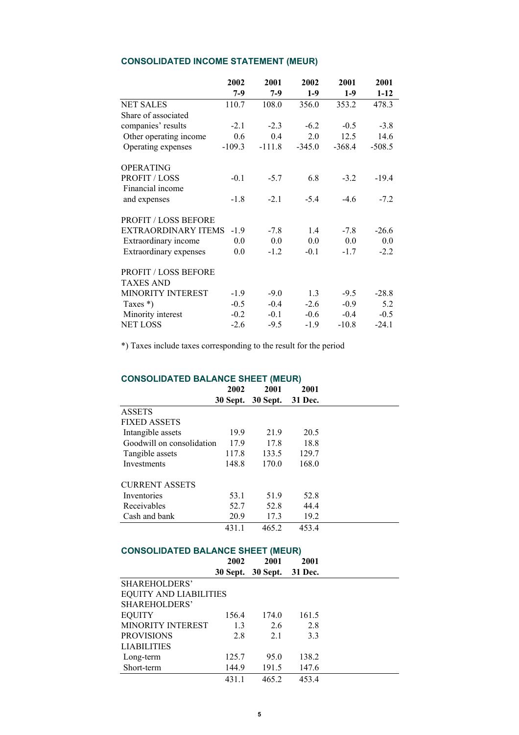## CONSOLIDATED INCOME STATEMENT (MEUR)

| | 2002 7-9 | 2001 7-9 | 2002 1-9 | 2001 1-9 | 2001 1-12 |
|---|---|---|---|---|---|
| NET SALES | 110.7 | 108.0 | 356.0 | 353.2 | 478.3 |
| Share of associated companies' results | -2.1 | -2.3 | -6.2 | -0.5 | -3.8 |
| Other operating income | 0.6 | 0.4 | 2.0 | 12.5 | 14.6 |
| Operating expenses | -109.3 | -111.8 | -345.0 | -368.4 | -508.5 |
| | | | | | |
| OPERATING PROFIT / LOSS | -0.1 | -5.7 | 6.8 | -3.2 | -19.4 |
| Financial income and expenses | -1.8 | -2.1 | -5.4 | -4.6 | -7.2 |
| | | | | | |
| PROFIT / LOSS BEFORE EXTRAORDINARY ITEMS | -1.9 | -7.8 | 1.4 | -7.8 | -26.6 |
| Extraordinary income | 0.0 | 0.0 | 0.0 | 0.0 | 0.0 |
| Extraordinary expenses | 0.0 | -1.2 | -0.1 | -1.7 | -2.2 |
| | | | | | |
| PROFIT / LOSS BEFORE TAXES AND MINORITY INTEREST | -1.9 | -9.0 | 1.3 | -9.5 | -28.8 |
| Taxes *) | -0.5 | -0.4 | -2.6 | -0.9 | 5.2 |
| Minority interest | -0.2 | -0.1 | -0.6 | -0.4 | -0.5 |
| NET LOSS | -2.6 | -9.5 | -1.9 | -10.8 | -24.1 |

*) Taxes include taxes corresponding to the result for the period

## CONSOLIDATED BALANCE SHEET (MEUR)

| | 2002 30 Sept. | 2001 30 Sept. | 2001 31 Dec. |
|---|---|---|---|
| ASSETS | | | |
| FIXED ASSETS | | | |
| Intangible assets | 19.9 | 21.9 | 20.5 |
| Goodwill on consolidation | 17.9 | 17.8 | 18.8 |
| Tangible assets | 117.8 | 133.5 | 129.7 |
| Investments | 148.8 | 170.0 | 168.0 |
| | | | |
| CURRENT ASSETS | | | |
| Inventories | 53.1 | 51.9 | 52.8 |
| Receivables | 52.7 | 52.8 | 44.4 |
| Cash and bank | 20.9 | 17.3 | 19.2 |
| | 431.1 | 465.2 | 453.4 |

## CONSOLIDATED BALANCE SHEET (MEUR)

| | 2002 30 Sept. | 2001 30 Sept. | 2001 31 Dec. |
|---|---|---|---|
| SHAREHOLDERS' EQUITY AND LIABILITIES | | | |
| SHAREHOLDERS' EQUITY | 156.4 | 174.0 | 161.5 |
| MINORITY INTEREST | 1.3 | 2.6 | 2.8 |
| PROVISIONS | 2.8 | 2.1 | 3.3 |
| LIABILITIES | | | |
| Long-term | 125.7 | 95.0 | 138.2 |
| Short-term | 144.9 | 191.5 | 147.6 |
| | 431.1 | 465.2 | 453.4 |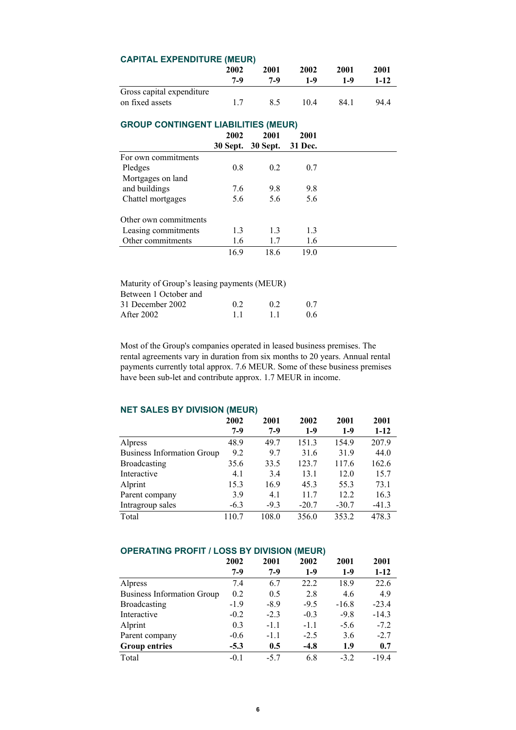## CAPITAL EXPENDITURE (MEUR)

| | 2002<br>7-9 | 2001<br>7-9 | 2002<br>1-9 | 2001<br>1-9 | 2001<br>1-12 |
|---|---|---|---|---|---|
| Gross capital expenditure on fixed assets | 1.7 | 8.5 | 10.4 | 84.1 | 94.4 |

## GROUP CONTINGENT LIABILITIES (MEUR)

| | 2002<br>30 Sept. | 2001<br>30 Sept. | 2001<br>31 Dec. |
|---|---|---|---|
| For own commitments | | | |
| Pledges | 0.8 | 0.2 | 0.7 |
| Mortgages on land and buildings | 7.6 | 9.8 | 9.8 |
| Chattel mortgages | 5.6 | 5.6 | 5.6 |
| | | | |
| Other own commitments | | | |
| Leasing commitments | 1.3 | 1.3 | 1.3 |
| Other commitments | 1.6 | 1.7 | 1.6 |
| | 16.9 | 18.6 | 19.0 |

| Maturity of Group's leasing payments (MEUR) | | | |
|---|---|---|---|
| Between 1 October and 31 December 2002 | 0.2 | 0.2 | 0.7 |
| After 2002 | 1.1 | 1.1 | 0.6 |

Most of the Group's companies operated in leased business premises. The rental agreements vary in duration from six months to 20 years. Annual rental payments currently total approx. 7.6 MEUR. Some of these business premises have been sub-let and contribute approx. 1.7 MEUR in income.

## NET SALES BY DIVISION (MEUR)

| | 2002<br>7-9 | 2001<br>7-9 | 2002<br>1-9 | 2001<br>1-9 | 2001<br>1-12 |
|---|---|---|---|---|---|
| Alpress | 48.9 | 49.7 | 151.3 | 154.9 | 207.9 |
| Business Information Group | 9.2 | 9.7 | 31.6 | 31.9 | 44.0 |
| Broadcasting | 35.6 | 33.5 | 123.7 | 117.6 | 162.6 |
| Interactive | 4.1 | 3.4 | 13.1 | 12.0 | 15.7 |
| Alprint | 15.3 | 16.9 | 45.3 | 55.3 | 73.1 |
| Parent company | 3.9 | 4.1 | 11.7 | 12.2 | 16.3 |
| Intragroup sales | -6.3 | -9.3 | -20.7 | -30.7 | -41.3 |
| Total | 110.7 | 108.0 | 356.0 | 353.2 | 478.3 |

## OPERATING PROFIT / LOSS BY DIVISION (MEUR)

| | 2002<br>7-9 | 2001<br>7-9 | 2002<br>1-9 | 2001<br>1-9 | 2001<br>1-12 |
|---|---|---|---|---|---|
| Alpress | 7.4 | 6.7 | 22.2 | 18.9 | 22.6 |
| Business Information Group | 0.2 | 0.5 | 2.8 | 4.6 | 4.9 |
| Broadcasting | -1.9 | -8.9 | -9.5 | -16.8 | -23.4 |
| Interactive | -0.2 | -2.3 | -0.3 | -9.8 | -14.3 |
| Alprint | 0.3 | -1.1 | -1.1 | -5.6 | -7.2 |
| Parent company | -0.6 | -1.1 | -2.5 | 3.6 | -2.7 |
| **Group entries** | **-5.3** | **0.5** | **-4.8** | **1.9** | **0.7** |
| Total | -0.1 | -5.7 | 6.8 | -3.2 | -19.4 |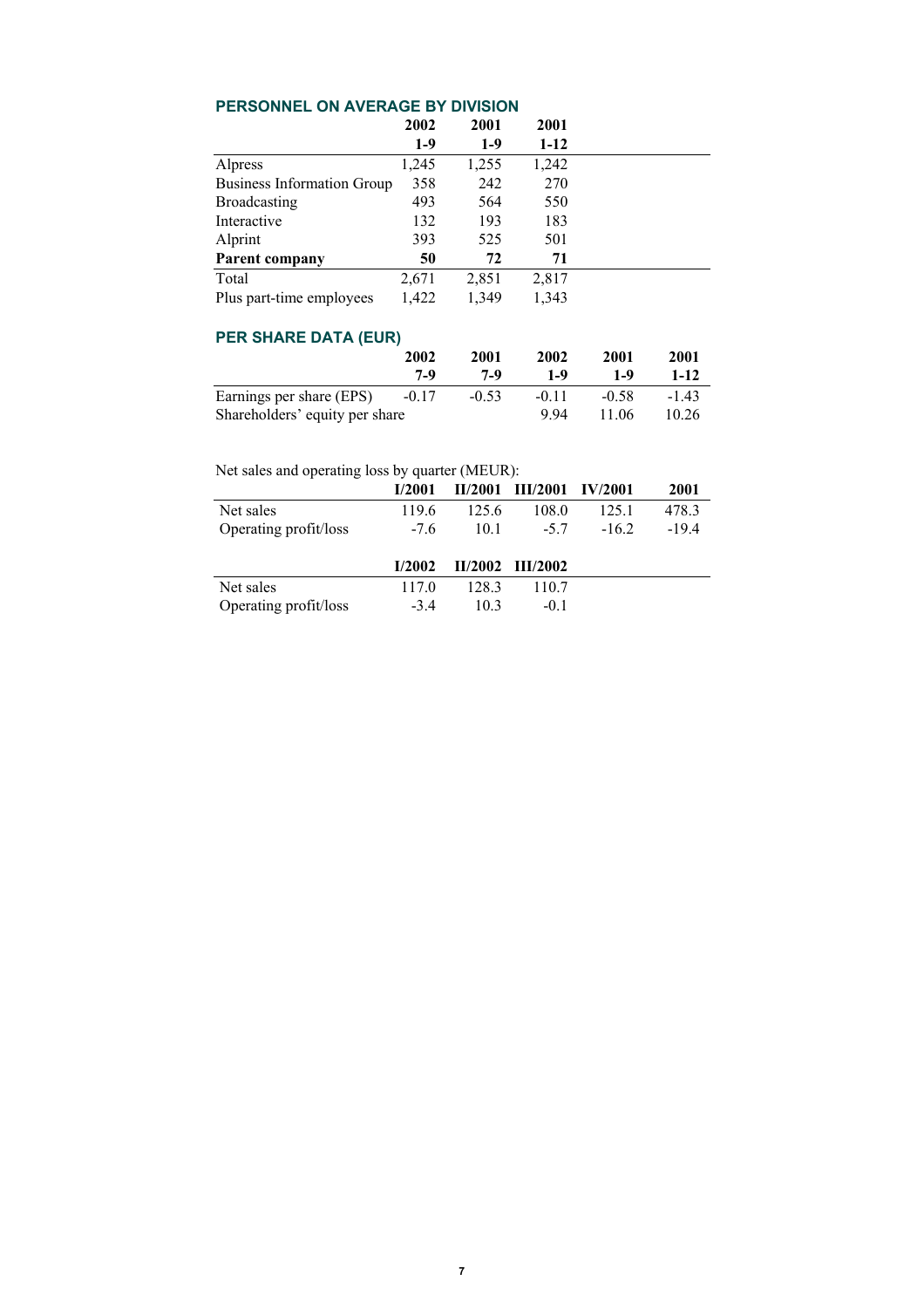## PERSONNEL ON AVERAGE BY DIVISION

| | 2002 1-9 | 2001 1-9 | 2001 1-12 |
|---|---|---|---|
| Alpress | 1,245 | 1,255 | 1,242 |
| Business Information Group | 358 | 242 | 270 |
| Broadcasting | 493 | 564 | 550 |
| Interactive | 132 | 193 | 183 |
| Alprint | 393 | 525 | 501 |
| **Parent company** | **50** | **72** | **71** |
| Total | 2,671 | 2,851 | 2,817 |
| Plus part-time employees | 1,422 | 1,349 | 1,343 |

## PER SHARE DATA (EUR)

| | 2002 7-9 | 2001 7-9 | 2002 1-9 | 2001 1-9 | 2001 1-12 |
|---|---|---|---|---|---|
| Earnings per share (EPS) | -0.17 | -0.53 | -0.11 | -0.58 | -1.43 |
| Shareholders' equity per share | | | 9.94 | 11.06 | 10.26 |

Net sales and operating loss by quarter (MEUR):

| | I/2001 | II/2001 | III/2001 | IV/2001 | 2001 |
|---|---|---|---|---|---|
| Net sales | 119.6 | 125.6 | 108.0 | 125.1 | 478.3 |
| Operating profit/loss | -7.6 | 10.1 | -5.7 | -16.2 | -19.4 |

| | I/2002 | II/2002 | III/2002 |
|---|---|---|---|
| Net sales | 117.0 | 128.3 | 110.7 |
| Operating profit/loss | -3.4 | 10.3 | -0.1 |